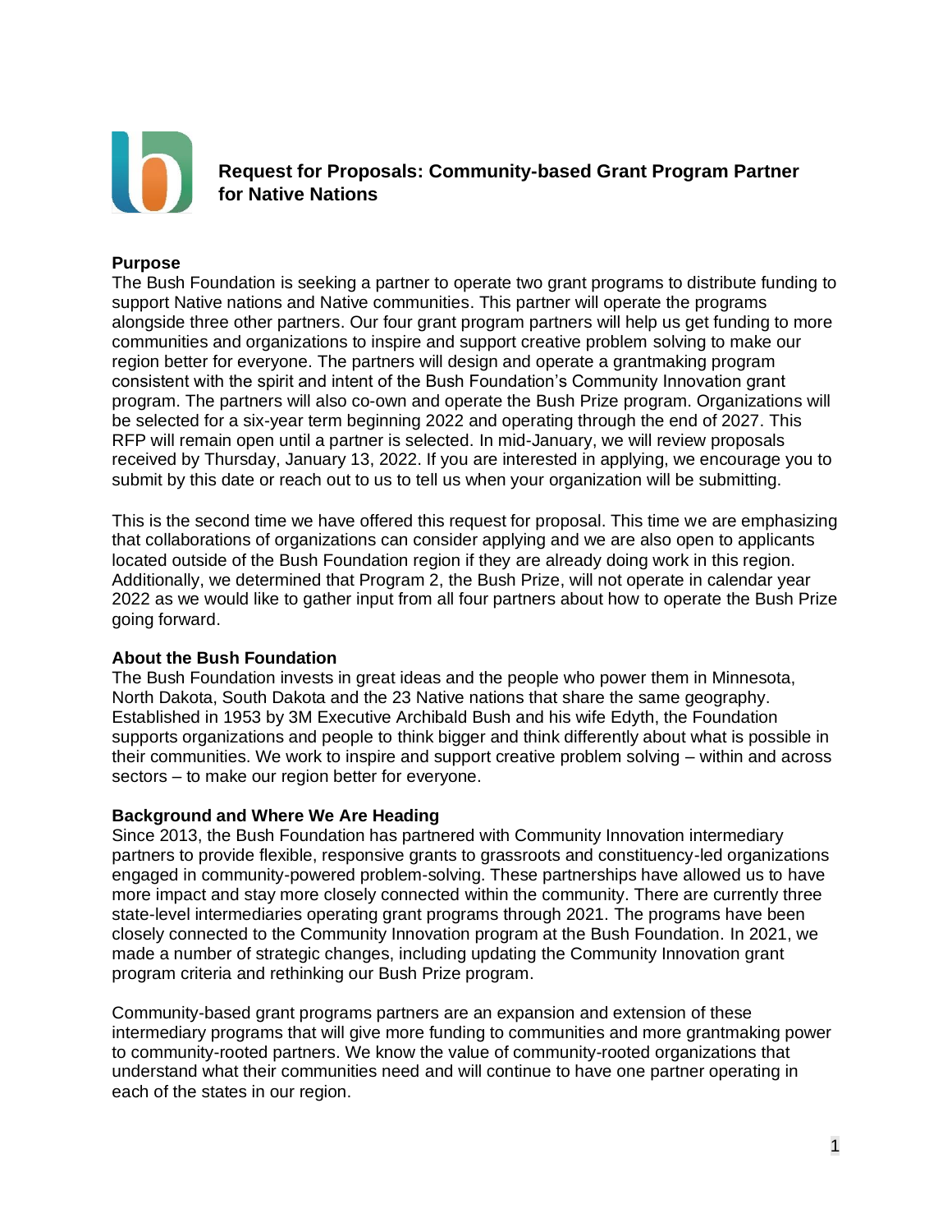# Request for Proposals: Community-based Grant Program Partner for Native Nations

**Purpose**

The Bush Foundation is seeking a partner to operate two grant programs to distribute funding to support Native nations and Native communities. This partner will operate the programs alongside three other partners. Our four grant program partners will help us get funding to more communities and organizations to inspire and support creative problem solving to make our region better for everyone. The partners will design and operate a grantmaking program consistent with the spirit and intent of the Bush Foundation's Community Innovation grant program. The partners will also co-own and operate the Bush Prize program. Organizations will be selected for a six-year term beginning 2022 and operating through the end of 2027. This RFP will remain open until a partner is selected. In mid-January, we will review proposals received by Thursday, January 13, 2022. If you are interested in applying, we encourage you to submit by this date or reach out to us to tell us when your organization will be submitting.

This is the second time we have offered this request for proposal. This time we are emphasizing that collaborations of organizations can consider applying and we are also open to applicants located outside of the Bush Foundation region if they are already doing work in this region. Additionally, we determined that Program 2, the Bush Prize, will not operate in calendar year 2022 as we would like to gather input from all four partners about how to operate the Bush Prize going forward.

**About the Bush Foundation**

The Bush Foundation invests in great ideas and the people who power them in Minnesota, North Dakota, South Dakota and the 23 Native nations that share the same geography. Established in 1953 by 3M Executive Archibald Bush and his wife Edyth, the Foundation supports organizations and people to think bigger and think differently about what is possible in their communities. We work to inspire and support creative problem solving – within and across sectors – to make our region better for everyone.

**Background and Where We Are Heading**

Since 2013, the Bush Foundation has partnered with Community Innovation intermediary partners to provide flexible, responsive grants to grassroots and constituency-led organizations engaged in community-powered problem-solving. These partnerships have allowed us to have more impact and stay more closely connected within the community. There are currently three state-level intermediaries operating grant programs through 2021. The programs have been closely connected to the Community Innovation program at the Bush Foundation. In 2021, we made a number of strategic changes, including updating the Community Innovation grant program criteria and rethinking our Bush Prize program.

Community-based grant programs partners are an expansion and extension of these intermediary programs that will give more funding to communities and more grantmaking power to community-rooted partners. We know the value of community-rooted organizations that understand what their communities need and will continue to have one partner operating in each of the states in our region.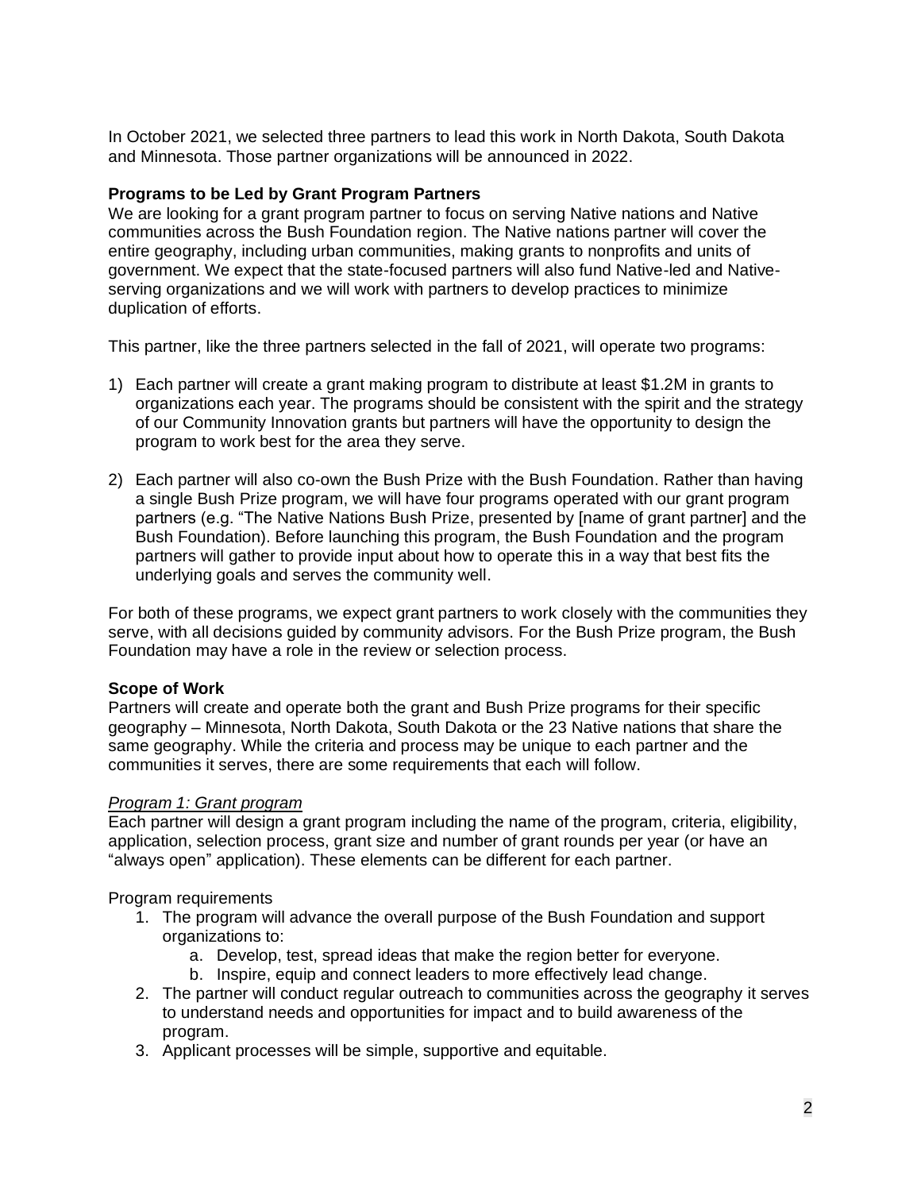In October 2021, we selected three partners to lead this work in North Dakota, South Dakota and Minnesota. Those partner organizations will be announced in 2022.

**Programs to be Led by Grant Program Partners**

We are looking for a grant program partner to focus on serving Native nations and Native communities across the Bush Foundation region. The Native nations partner will cover the entire geography, including urban communities, making grants to nonprofits and units of government. We expect that the state-focused partners will also fund Native-led and Native-serving organizations and we will work with partners to develop practices to minimize duplication of efforts.

This partner, like the three partners selected in the fall of 2021, will operate two programs:

1) Each partner will create a grant making program to distribute at least $1.2M in grants to organizations each year. The programs should be consistent with the spirit and the strategy of our Community Innovation grants but partners will have the opportunity to design the program to work best for the area they serve.

2) Each partner will also co-own the Bush Prize with the Bush Foundation. Rather than having a single Bush Prize program, we will have four programs operated with our grant program partners (e.g. "The Native Nations Bush Prize, presented by [name of grant partner] and the Bush Foundation). Before launching this program, the Bush Foundation and the program partners will gather to provide input about how to operate this in a way that best fits the underlying goals and serves the community well.

For both of these programs, we expect grant partners to work closely with the communities they serve, with all decisions guided by community advisors. For the Bush Prize program, the Bush Foundation may have a role in the review or selection process.

**Scope of Work**

Partners will create and operate both the grant and Bush Prize programs for their specific geography – Minnesota, North Dakota, South Dakota or the 23 Native nations that share the same geography. While the criteria and process may be unique to each partner and the communities it serves, there are some requirements that each will follow.

*Program 1: Grant program*

Each partner will design a grant program including the name of the program, criteria, eligibility, application, selection process, grant size and number of grant rounds per year (or have an "always open" application). These elements can be different for each partner.

Program requirements

1. The program will advance the overall purpose of the Bush Foundation and support organizations to:
   a. Develop, test, spread ideas that make the region better for everyone.
   b. Inspire, equip and connect leaders to more effectively lead change.
2. The partner will conduct regular outreach to communities across the geography it serves to understand needs and opportunities for impact and to build awareness of the program.
3. Applicant processes will be simple, supportive and equitable.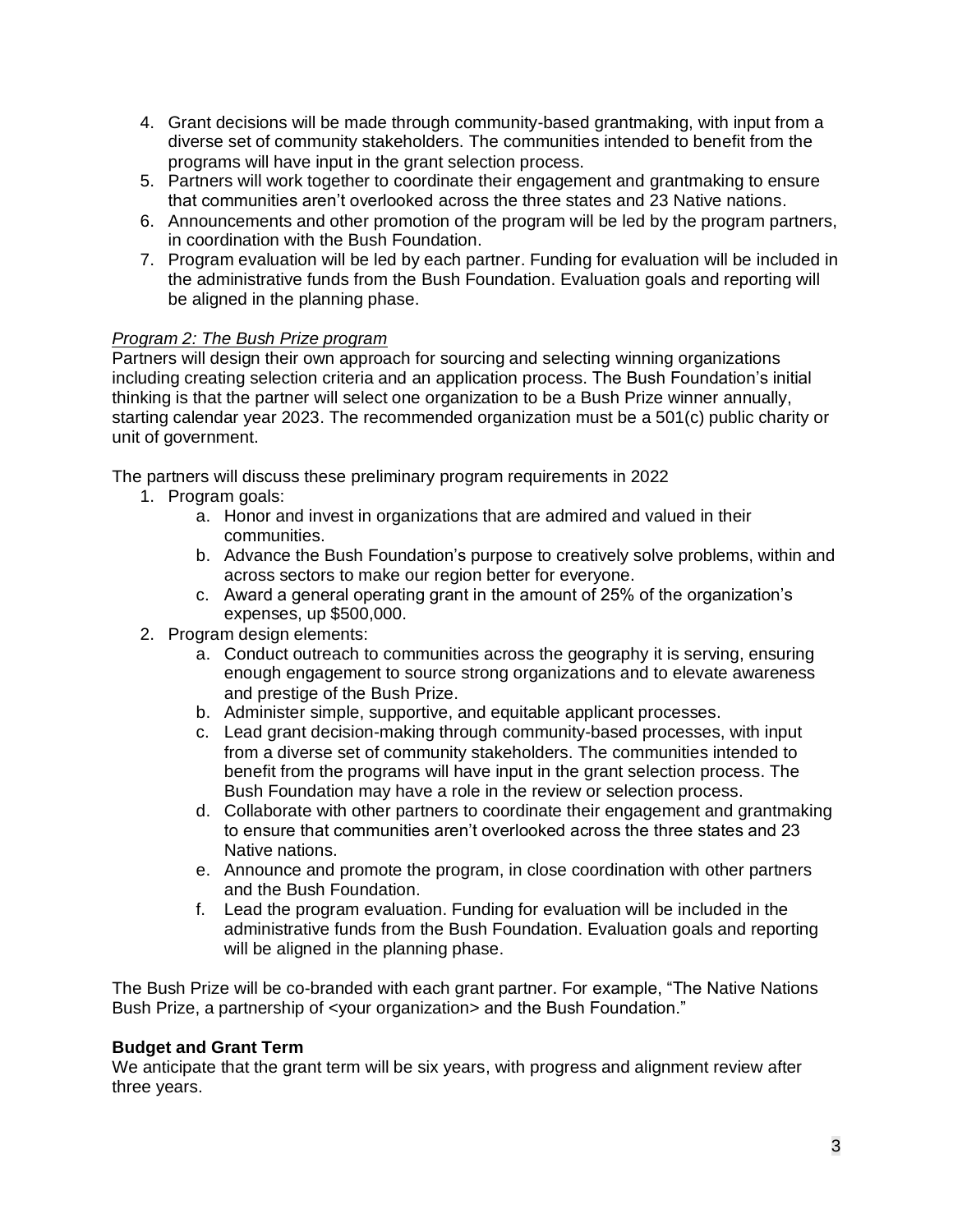4. Grant decisions will be made through community-based grantmaking, with input from a diverse set of community stakeholders. The communities intended to benefit from the programs will have input in the grant selection process.
5. Partners will work together to coordinate their engagement and grantmaking to ensure that communities aren't overlooked across the three states and 23 Native nations.
6. Announcements and other promotion of the program will be led by the program partners, in coordination with the Bush Foundation.
7. Program evaluation will be led by each partner. Funding for evaluation will be included in the administrative funds from the Bush Foundation. Evaluation goals and reporting will be aligned in the planning phase.

*Program 2: The Bush Prize program*

Partners will design their own approach for sourcing and selecting winning organizations including creating selection criteria and an application process. The Bush Foundation's initial thinking is that the partner will select one organization to be a Bush Prize winner annually, starting calendar year 2023. The recommended organization must be a 501(c) public charity or unit of government.

The partners will discuss these preliminary program requirements in 2022

1. Program goals:
   a. Honor and invest in organizations that are admired and valued in their communities.
   b. Advance the Bush Foundation's purpose to creatively solve problems, within and across sectors to make our region better for everyone.
   c. Award a general operating grant in the amount of 25% of the organization's expenses, up $500,000.
2. Program design elements:
   a. Conduct outreach to communities across the geography it is serving, ensuring enough engagement to source strong organizations and to elevate awareness and prestige of the Bush Prize.
   b. Administer simple, supportive, and equitable applicant processes.
   c. Lead grant decision-making through community-based processes, with input from a diverse set of community stakeholders. The communities intended to benefit from the programs will have input in the grant selection process. The Bush Foundation may have a role in the review or selection process.
   d. Collaborate with other partners to coordinate their engagement and grantmaking to ensure that communities aren't overlooked across the three states and 23 Native nations.
   e. Announce and promote the program, in close coordination with other partners and the Bush Foundation.
   f. Lead the program evaluation. Funding for evaluation will be included in the administrative funds from the Bush Foundation. Evaluation goals and reporting will be aligned in the planning phase.

The Bush Prize will be co-branded with each grant partner. For example, "The Native Nations Bush Prize, a partnership of <your organization> and the Bush Foundation."

**Budget and Grant Term**

We anticipate that the grant term will be six years, with progress and alignment review after three years.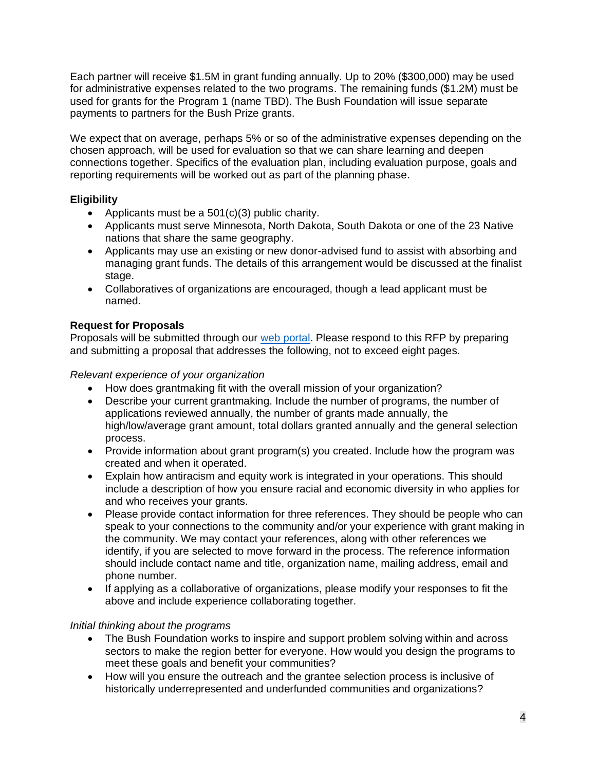Each partner will receive $1.5M in grant funding annually. Up to 20% ($300,000) may be used for administrative expenses related to the two programs. The remaining funds ($1.2M) must be used for grants for the Program 1 (name TBD). The Bush Foundation will issue separate payments to partners for the Bush Prize grants.

We expect that on average, perhaps 5% or so of the administrative expenses depending on the chosen approach, will be used for evaluation so that we can share learning and deepen connections together. Specifics of the evaluation plan, including evaluation purpose, goals and reporting requirements will be worked out as part of the planning phase.

**Eligibility**

- Applicants must be a 501(c)(3) public charity.
- Applicants must serve Minnesota, North Dakota, South Dakota or one of the 23 Native nations that share the same geography.
- Applicants may use an existing or new donor-advised fund to assist with absorbing and managing grant funds. The details of this arrangement would be discussed at the finalist stage.
- Collaboratives of organizations are encouraged, though a lead applicant must be named.

**Request for Proposals**

Proposals will be submitted through our web portal. Please respond to this RFP by preparing and submitting a proposal that addresses the following, not to exceed eight pages.

*Relevant experience of your organization*

- How does grantmaking fit with the overall mission of your organization?
- Describe your current grantmaking. Include the number of programs, the number of applications reviewed annually, the number of grants made annually, the high/low/average grant amount, total dollars granted annually and the general selection process.
- Provide information about grant program(s) you created. Include how the program was created and when it operated.
- Explain how antiracism and equity work is integrated in your operations. This should include a description of how you ensure racial and economic diversity in who applies for and who receives your grants.
- Please provide contact information for three references. They should be people who can speak to your connections to the community and/or your experience with grant making in the community. We may contact your references, along with other references we identify, if you are selected to move forward in the process. The reference information should include contact name and title, organization name, mailing address, email and phone number.
- If applying as a collaborative of organizations, please modify your responses to fit the above and include experience collaborating together.

*Initial thinking about the programs*

- The Bush Foundation works to inspire and support problem solving within and across sectors to make the region better for everyone. How would you design the programs to meet these goals and benefit your communities?
- How will you ensure the outreach and the grantee selection process is inclusive of historically underrepresented and underfunded communities and organizations?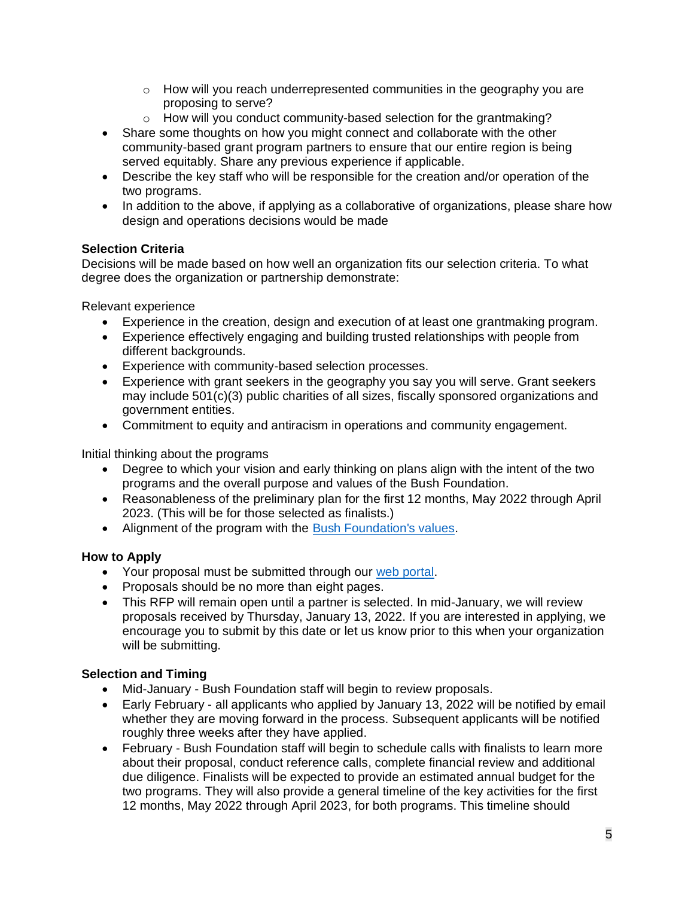- How will you reach underrepresented communities in the geography you are proposing to serve?
  - How will you conduct community-based selection for the grantmaking?
- Share some thoughts on how you might connect and collaborate with the other community-based grant program partners to ensure that our entire region is being served equitably. Share any previous experience if applicable.
- Describe the key staff who will be responsible for the creation and/or operation of the two programs.
- In addition to the above, if applying as a collaborative of organizations, please share how design and operations decisions would be made

**Selection Criteria**

Decisions will be made based on how well an organization fits our selection criteria. To what degree does the organization or partnership demonstrate:

Relevant experience

- Experience in the creation, design and execution of at least one grantmaking program.
- Experience effectively engaging and building trusted relationships with people from different backgrounds.
- Experience with community-based selection processes.
- Experience with grant seekers in the geography you say you will serve. Grant seekers may include 501(c)(3) public charities of all sizes, fiscally sponsored organizations and government entities.
- Commitment to equity and antiracism in operations and community engagement.

Initial thinking about the programs

- Degree to which your vision and early thinking on plans align with the intent of the two programs and the overall purpose and values of the Bush Foundation.
- Reasonableness of the preliminary plan for the first 12 months, May 2022 through April 2023. (This will be for those selected as finalists.)
- Alignment of the program with the [Bush Foundation's values](Bush Foundation's values).

**How to Apply**

- Your proposal must be submitted through our [web portal](web portal).
- Proposals should be no more than eight pages.
- This RFP will remain open until a partner is selected. In mid-January, we will review proposals received by Thursday, January 13, 2022. If you are interested in applying, we encourage you to submit by this date or let us know prior to this when your organization will be submitting.

**Selection and Timing**

- Mid-January - Bush Foundation staff will begin to review proposals.
- Early February - all applicants who applied by January 13, 2022 will be notified by email whether they are moving forward in the process. Subsequent applicants will be notified roughly three weeks after they have applied.
- February - Bush Foundation staff will begin to schedule calls with finalists to learn more about their proposal, conduct reference calls, complete financial review and additional due diligence. Finalists will be expected to provide an estimated annual budget for the two programs. They will also provide a general timeline of the key activities for the first 12 months, May 2022 through April 2023, for both programs. This timeline should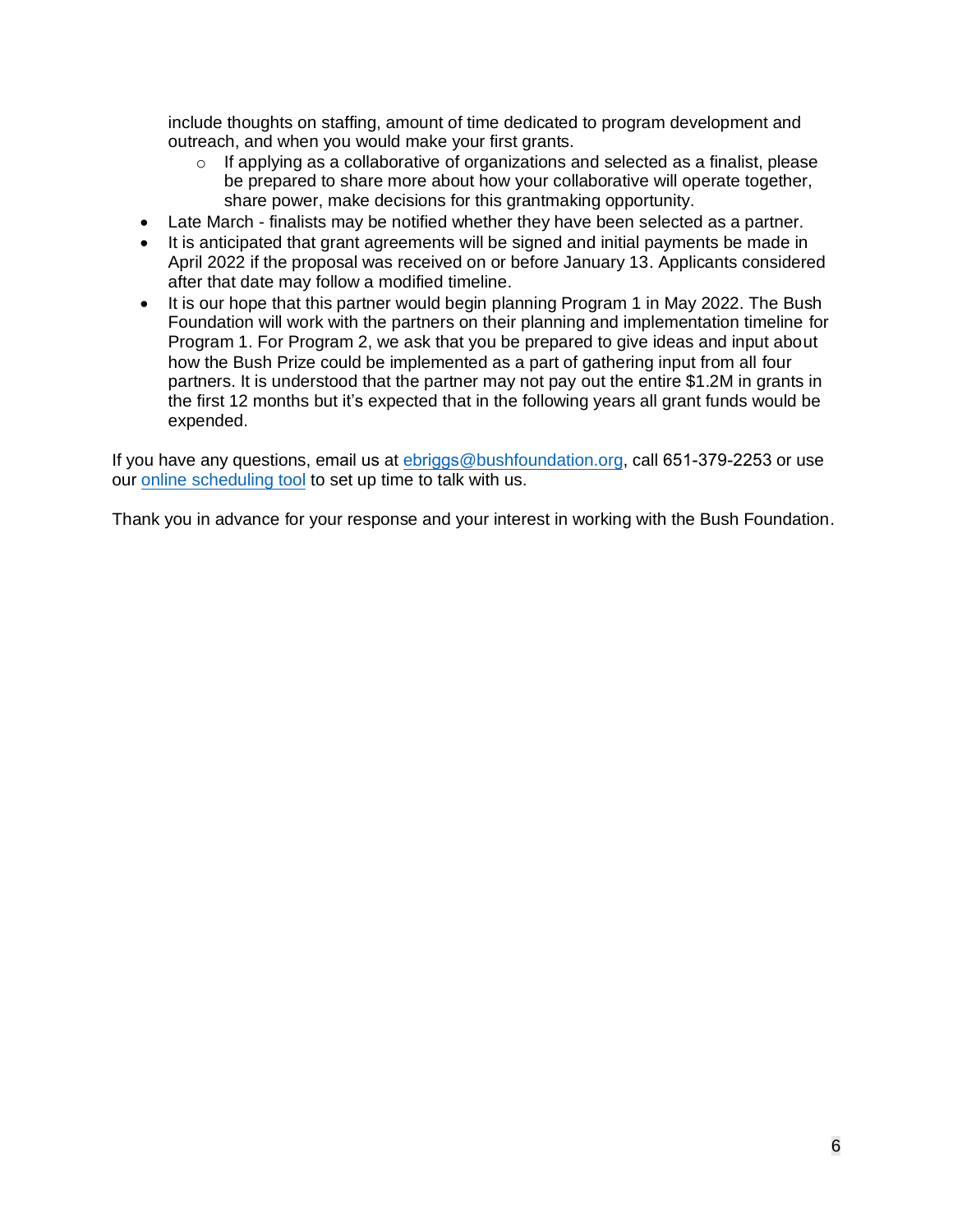include thoughts on staffing, amount of time dedicated to program development and outreach, and when you would make your first grants.
    - If applying as a collaborative of organizations and selected as a finalist, please be prepared to share more about how your collaborative will operate together, share power, make decisions for this grantmaking opportunity.

- Late March - finalists may be notified whether they have been selected as a partner.
- It is anticipated that grant agreements will be signed and initial payments be made in April 2022 if the proposal was received on or before January 13. Applicants considered after that date may follow a modified timeline.
- It is our hope that this partner would begin planning Program 1 in May 2022. The Bush Foundation will work with the partners on their planning and implementation timeline for Program 1. For Program 2, we ask that you be prepared to give ideas and input about how the Bush Prize could be implemented as a part of gathering input from all four partners. It is understood that the partner may not pay out the entire $1.2M in grants in the first 12 months but it's expected that in the following years all grant funds would be expended.

If you have any questions, email us at [ebriggs@bushfoundation.org](mailto:ebriggs@bushfoundation.org), call 651-379-2253 or use our [online scheduling tool]() to set up time to talk with us.

Thank you in advance for your response and your interest in working with the Bush Foundation.